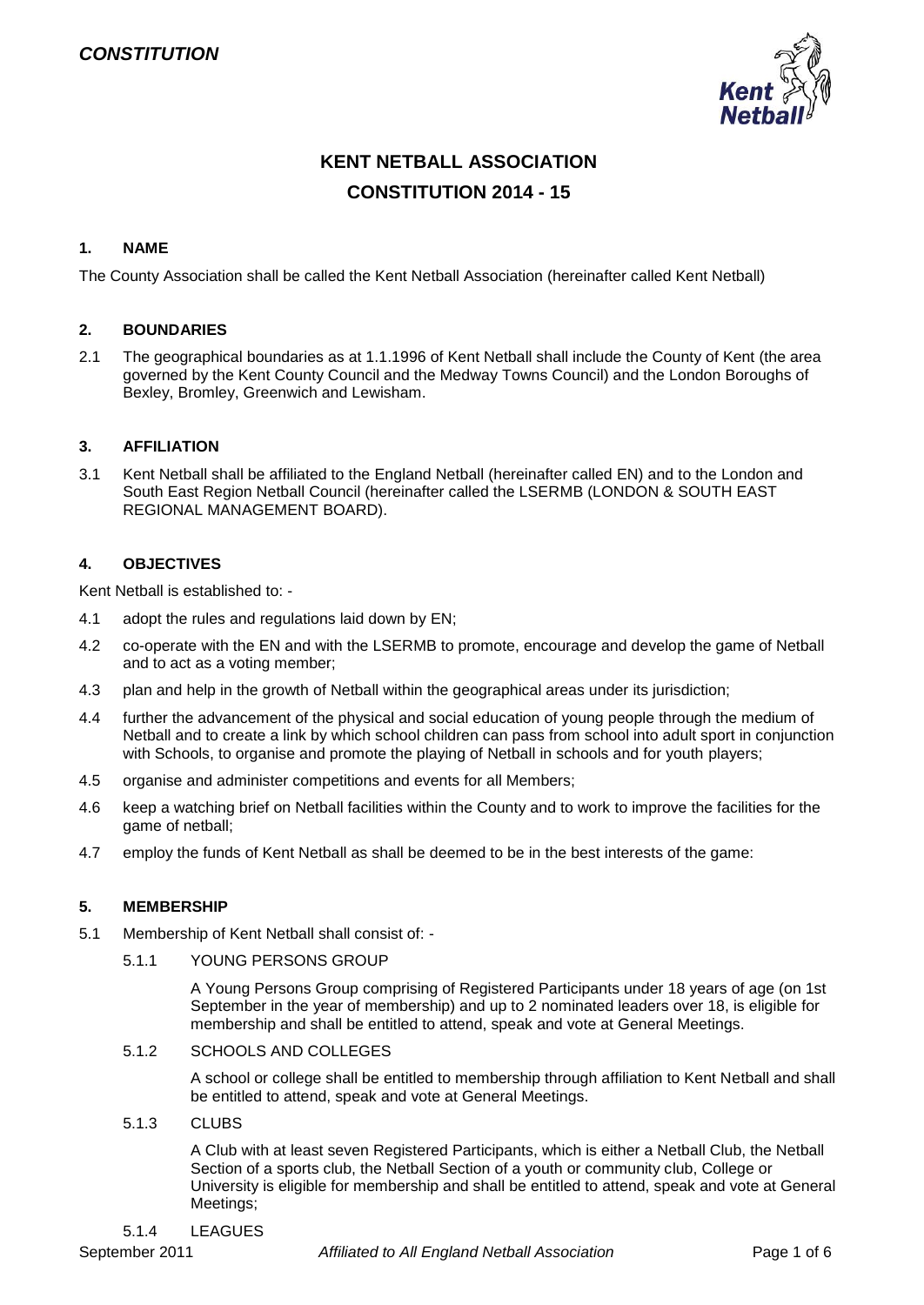# KENT NETBALL ASSOCIATION

## CONSTITUTION 2014 - 15

### 1. NAME

The County Association shall be called the Kent Netball Association (hereinafter called Kent Netball)

### 2. BOUNDARIES

2.1 The geographical boundaries as at 1.1.1996 of Kent Netball shall include the County of Kent (the area governed by the Kent County Council and the Medway Towns Council) and the London Boroughs of Bexley, Bromley, Greenwich and Lewisham.

### 3. AFFILIATION

3.1 Kent Netball shall be affiliated to the England Netball (hereinafter called EN) and to the London and South East Region Netball Council (hereinafter called the LSERMB (LONDON & SOUTH EAST REGIONAL MANAGEMENT BOARD).

### 4. OBJECTIVES

Kent Netball is established to: -

4.1 adopt the rules and regulations laid down by EN;

4.2 co-operate with the EN and with the LSERMB to promote, encourage and develop the game of Netball and to act as a voting member;

4.3 plan and help in the growth of Netball within the geographical areas under its jurisdiction;

4.4 further the advancement of the physical and social education of young people through the medium of Netball and to create a link by which school children can pass from school into adult sport in conjunction with Schools, to organise and promote the playing of Netball in schools and for youth players;

4.5 organise and administer competitions and events for all Members;

4.6 keep a watching brief on Netball facilities within the County and to work to improve the facilities for the game of netball;

4.7 employ the funds of Kent Netball as shall be deemed to be in the best interests of the game:

### 5. MEMBERSHIP

5.1 Membership of Kent Netball shall consist of: -

5.1.1 YOUNG PERSONS GROUP

A Young Persons Group comprising of Registered Participants under 18 years of age (on 1st September in the year of membership) and up to 2 nominated leaders over 18, is eligible for membership and shall be entitled to attend, speak and vote at General Meetings.

5.1.2 SCHOOLS AND COLLEGES

A school or college shall be entitled to membership through affiliation to Kent Netball and shall be entitled to attend, speak and vote at General Meetings.

5.1.3 CLUBS

A Club with at least seven Registered Participants, which is either a Netball Club, the Netball Section of a sports club, the Netball Section of a youth or community club, College or University is eligible for membership and shall be entitled to attend, speak and vote at General Meetings;

5.1.4 LEAGUES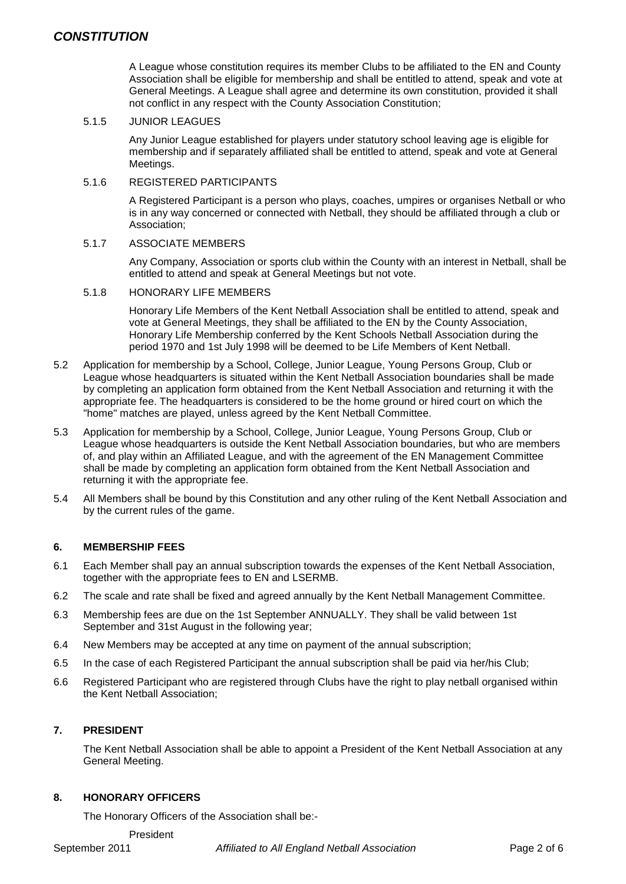A League whose constitution requires its member Clubs to be affiliated to the EN and County Association shall be eligible for membership and shall be entitled to attend, speak and vote at General Meetings. A League shall agree and determine its own constitution, provided it shall not conflict in any respect with the County Association Constitution;

5.1.5 JUNIOR LEAGUES

Any Junior League established for players under statutory school leaving age is eligible for membership and if separately affiliated shall be entitled to attend, speak and vote at General Meetings.

5.1.6 REGISTERED PARTICIPANTS

A Registered Participant is a person who plays, coaches, umpires or organises Netball or who is in any way concerned or connected with Netball, they should be affiliated through a club or Association;

5.1.7 ASSOCIATE MEMBERS

Any Company, Association or sports club within the County with an interest in Netball, shall be entitled to attend and speak at General Meetings but not vote.

5.1.8 HONORARY LIFE MEMBERS

Honorary Life Members of the Kent Netball Association shall be entitled to attend, speak and vote at General Meetings, they shall be affiliated to the EN by the County Association, Honorary Life Membership conferred by the Kent Schools Netball Association during the period 1970 and 1st July 1998 will be deemed to be Life Members of Kent Netball.

5.2 Application for membership by a School, College, Junior League, Young Persons Group, Club or League whose headquarters is situated within the Kent Netball Association boundaries shall be made by completing an application form obtained from the Kent Netball Association and returning it with the appropriate fee. The headquarters is considered to be the home ground or hired court on which the "home" matches are played, unless agreed by the Kent Netball Committee.

5.3 Application for membership by a School, College, Junior League, Young Persons Group, Club or League whose headquarters is outside the Kent Netball Association boundaries, but who are members of, and play within an Affiliated League, and with the agreement of the EN Management Committee shall be made by completing an application form obtained from the Kent Netball Association and returning it with the appropriate fee.

5.4 All Members shall be bound by this Constitution and any other ruling of the Kent Netball Association and by the current rules of the game.

## 6. MEMBERSHIP FEES

6.1 Each Member shall pay an annual subscription towards the expenses of the Kent Netball Association, together with the appropriate fees to EN and LSERMB.

6.2 The scale and rate shall be fixed and agreed annually by the Kent Netball Management Committee.

6.3 Membership fees are due on the 1st September ANNUALLY. They shall be valid between 1st September and 31st August in the following year;

6.4 New Members may be accepted at any time on payment of the annual subscription;

6.5 In the case of each Registered Participant the annual subscription shall be paid via her/his Club;

6.6 Registered Participant who are registered through Clubs have the right to play netball organised within the Kent Netball Association;

## 7. PRESIDENT

The Kent Netball Association shall be able to appoint a President of the Kent Netball Association at any General Meeting.

## 8. HONORARY OFFICERS

The Honorary Officers of the Association shall be:-

President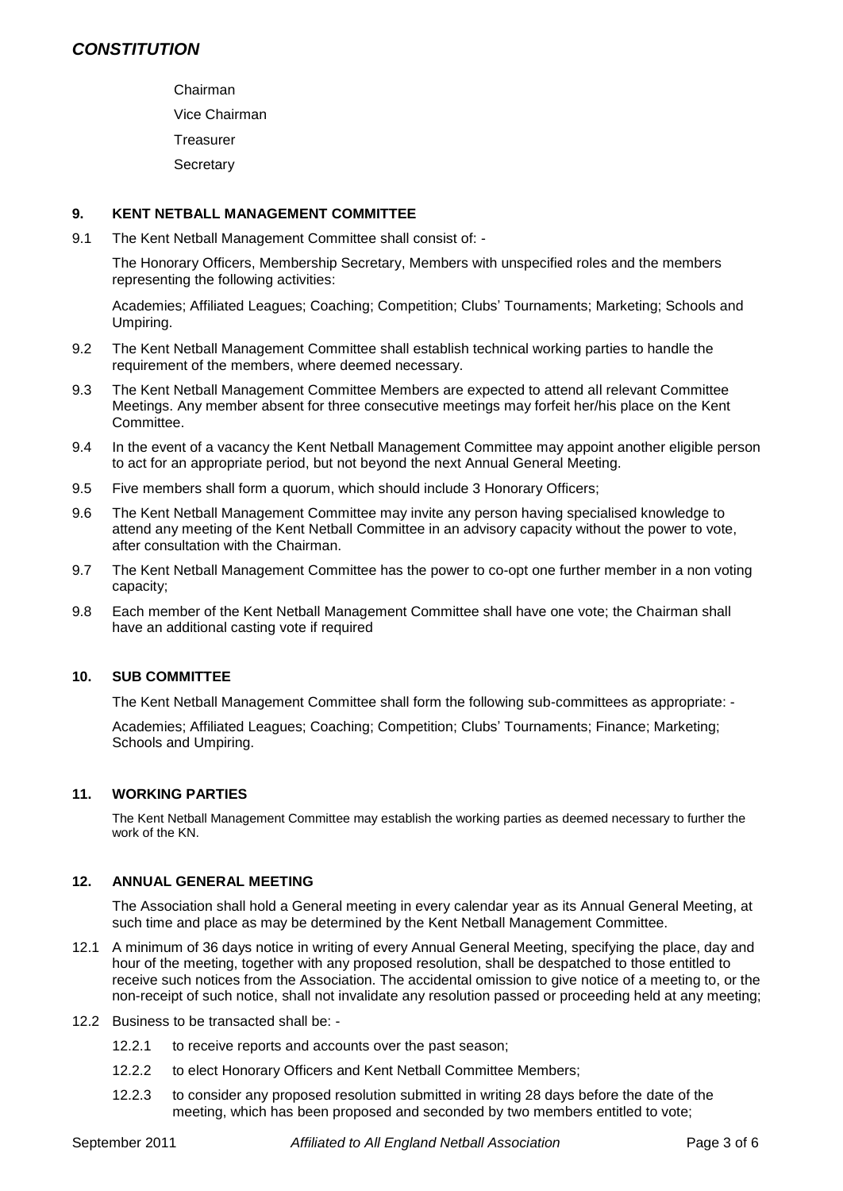Chairman

Vice Chairman

Treasurer

Secretary

## 9. KENT NETBALL MANAGEMENT COMMITTEE

9.1 The Kent Netball Management Committee shall consist of: -

The Honorary Officers, Membership Secretary, Members with unspecified roles and the members representing the following activities:

Academies; Affiliated Leagues; Coaching; Competition; Clubs' Tournaments; Marketing; Schools and Umpiring.

9.2 The Kent Netball Management Committee shall establish technical working parties to handle the requirement of the members, where deemed necessary.

9.3 The Kent Netball Management Committee Members are expected to attend all relevant Committee Meetings. Any member absent for three consecutive meetings may forfeit her/his place on the Kent Committee.

9.4 In the event of a vacancy the Kent Netball Management Committee may appoint another eligible person to act for an appropriate period, but not beyond the next Annual General Meeting.

9.5 Five members shall form a quorum, which should include 3 Honorary Officers;

9.6 The Kent Netball Management Committee may invite any person having specialised knowledge to attend any meeting of the Kent Netball Committee in an advisory capacity without the power to vote, after consultation with the Chairman.

9.7 The Kent Netball Management Committee has the power to co-opt one further member in a non voting capacity;

9.8 Each member of the Kent Netball Management Committee shall have one vote; the Chairman shall have an additional casting vote if required

## 10. SUB COMMITTEE

The Kent Netball Management Committee shall form the following sub-committees as appropriate: -

Academies; Affiliated Leagues; Coaching; Competition; Clubs' Tournaments; Finance; Marketing; Schools and Umpiring.

## 11. WORKING PARTIES

The Kent Netball Management Committee may establish the working parties as deemed necessary to further the work of the KN.

## 12. ANNUAL GENERAL MEETING

The Association shall hold a General meeting in every calendar year as its Annual General Meeting, at such time and place as may be determined by the Kent Netball Management Committee.

12.1 A minimum of 36 days notice in writing of every Annual General Meeting, specifying the place, day and hour of the meeting, together with any proposed resolution, shall be despatched to those entitled to receive such notices from the Association. The accidental omission to give notice of a meeting to, or the non-receipt of such notice, shall not invalidate any resolution passed or proceeding held at any meeting;

12.2 Business to be transacted shall be: -

- 12.2.1 to receive reports and accounts over the past season;
- 12.2.2 to elect Honorary Officers and Kent Netball Committee Members;
- 12.2.3 to consider any proposed resolution submitted in writing 28 days before the date of the meeting, which has been proposed and seconded by two members entitled to vote;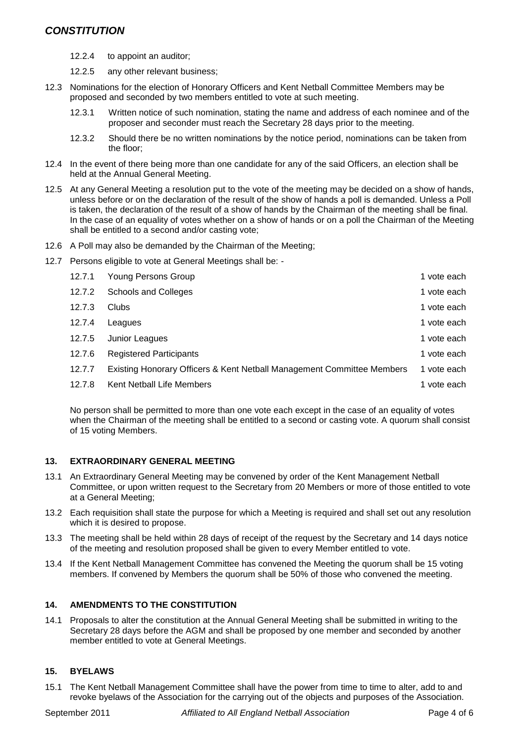12.2.4 to appoint an auditor;

12.2.5 any other relevant business;

12.3 Nominations for the election of Honorary Officers and Kent Netball Committee Members may be proposed and seconded by two members entitled to vote at such meeting.

12.3.1 Written notice of such nomination, stating the name and address of each nominee and of the proposer and seconder must reach the Secretary 28 days prior to the meeting.

12.3.2 Should there be no written nominations by the notice period, nominations can be taken from the floor;

12.4 In the event of there being more than one candidate for any of the said Officers, an election shall be held at the Annual General Meeting.

12.5 At any General Meeting a resolution put to the vote of the meeting may be decided on a show of hands, unless before or on the declaration of the result of the show of hands a poll is demanded. Unless a Poll is taken, the declaration of the result of a show of hands by the Chairman of the meeting shall be final. In the case of an equality of votes whether on a show of hands or on a poll the Chairman of the Meeting shall be entitled to a second and/or casting vote;

12.6 A Poll may also be demanded by the Chairman of the Meeting;

12.7 Persons eligible to vote at General Meetings shall be: -

| | | |
|---|---|---|
| 12.7.1 | Young Persons Group | 1 vote each |
| 12.7.2 | Schools and Colleges | 1 vote each |
| 12.7.3 | Clubs | 1 vote each |
| 12.7.4 | Leagues | 1 vote each |
| 12.7.5 | Junior Leagues | 1 vote each |
| 12.7.6 | Registered Participants | 1 vote each |
| 12.7.7 | Existing Honorary Officers & Kent Netball Management Committee Members | 1 vote each |
| 12.7.8 | Kent Netball Life Members | 1 vote each |

No person shall be permitted to more than one vote each except in the case of an equality of votes when the Chairman of the meeting shall be entitled to a second or casting vote. A quorum shall consist of 15 voting Members.

## 13. EXTRAORDINARY GENERAL MEETING

13.1 An Extraordinary General Meeting may be convened by order of the Kent Management Netball Committee, or upon written request to the Secretary from 20 Members or more of those entitled to vote at a General Meeting;

13.2 Each requisition shall state the purpose for which a Meeting is required and shall set out any resolution which it is desired to propose.

13.3 The meeting shall be held within 28 days of receipt of the request by the Secretary and 14 days notice of the meeting and resolution proposed shall be given to every Member entitled to vote.

13.4 If the Kent Netball Management Committee has convened the Meeting the quorum shall be 15 voting members. If convened by Members the quorum shall be 50% of those who convened the meeting.

## 14. AMENDMENTS TO THE CONSTITUTION

14.1 Proposals to alter the constitution at the Annual General Meeting shall be submitted in writing to the Secretary 28 days before the AGM and shall be proposed by one member and seconded by another member entitled to vote at General Meetings.

## 15. BYELAWS

15.1 The Kent Netball Management Committee shall have the power from time to time to alter, add to and revoke byelaws of the Association for the carrying out of the objects and purposes of the Association.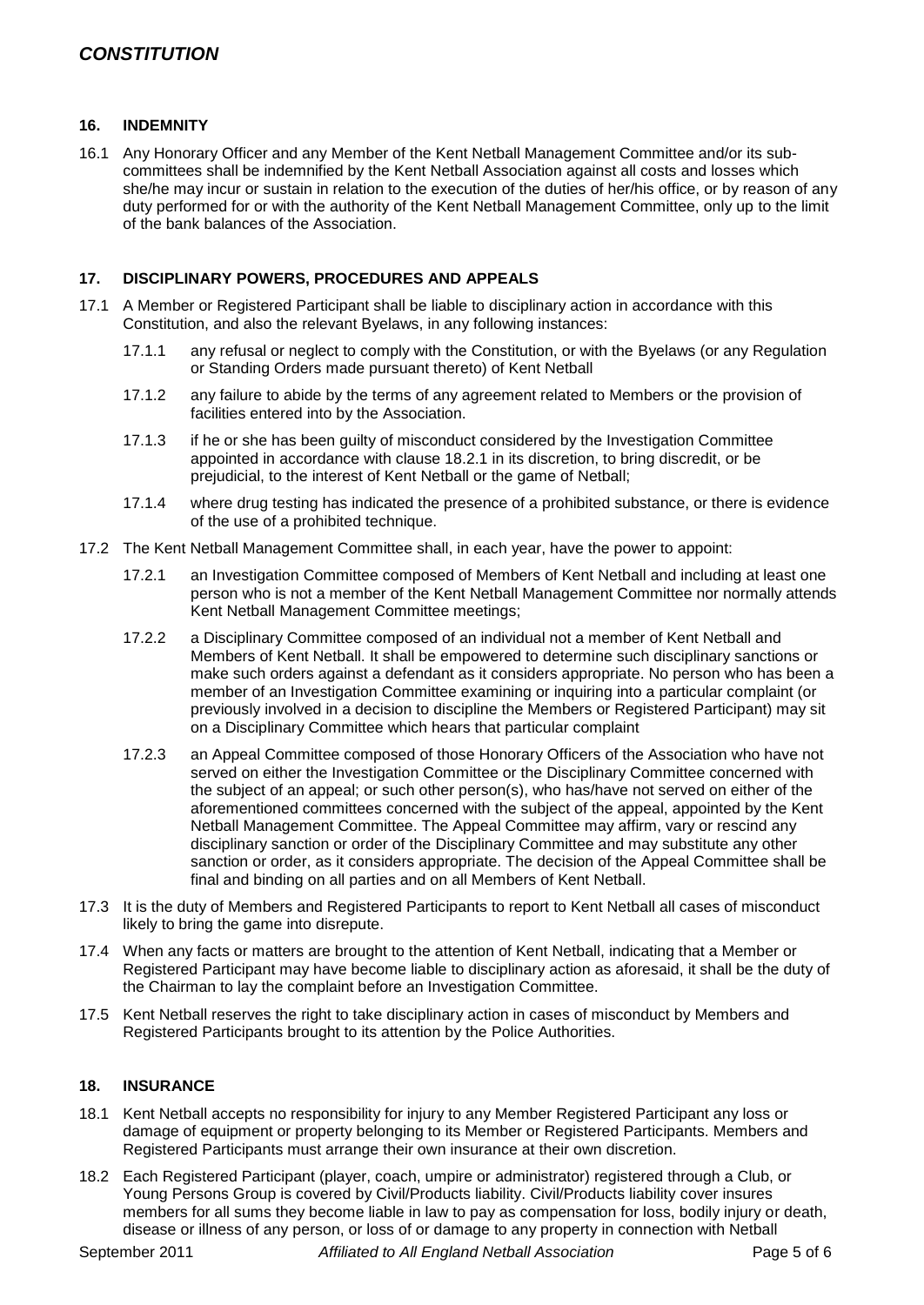## 16. INDEMNITY

16.1 Any Honorary Officer and any Member of the Kent Netball Management Committee and/or its sub-committees shall be indemnified by the Kent Netball Association against all costs and losses which she/he may incur or sustain in relation to the execution of the duties of her/his office, or by reason of any duty performed for or with the authority of the Kent Netball Management Committee, only up to the limit of the bank balances of the Association.

## 17. DISCIPLINARY POWERS, PROCEDURES AND APPEALS

17.1 A Member or Registered Participant shall be liable to disciplinary action in accordance with this Constitution, and also the relevant Byelaws, in any following instances:

- 17.1.1 any refusal or neglect to comply with the Constitution, or with the Byelaws (or any Regulation or Standing Orders made pursuant thereto) of Kent Netball
- 17.1.2 any failure to abide by the terms of any agreement related to Members or the provision of facilities entered into by the Association.
- 17.1.3 if he or she has been guilty of misconduct considered by the Investigation Committee appointed in accordance with clause 18.2.1 in its discretion, to bring discredit, or be prejudicial, to the interest of Kent Netball or the game of Netball;
- 17.1.4 where drug testing has indicated the presence of a prohibited substance, or there is evidence of the use of a prohibited technique.

17.2 The Kent Netball Management Committee shall, in each year, have the power to appoint:

- 17.2.1 an Investigation Committee composed of Members of Kent Netball and including at least one person who is not a member of the Kent Netball Management Committee nor normally attends Kent Netball Management Committee meetings;
- 17.2.2 a Disciplinary Committee composed of an individual not a member of Kent Netball and Members of Kent Netball. It shall be empowered to determine such disciplinary sanctions or make such orders against a defendant as it considers appropriate. No person who has been a member of an Investigation Committee examining or inquiring into a particular complaint (or previously involved in a decision to discipline the Members or Registered Participant) may sit on a Disciplinary Committee which hears that particular complaint
- 17.2.3 an Appeal Committee composed of those Honorary Officers of the Association who have not served on either the Investigation Committee or the Disciplinary Committee concerned with the subject of an appeal; or such other person(s), who has/have not served on either of the aforementioned committees concerned with the subject of the appeal, appointed by the Kent Netball Management Committee. The Appeal Committee may affirm, vary or rescind any disciplinary sanction or order of the Disciplinary Committee and may substitute any other sanction or order, as it considers appropriate. The decision of the Appeal Committee shall be final and binding on all parties and on all Members of Kent Netball.

17.3 It is the duty of Members and Registered Participants to report to Kent Netball all cases of misconduct likely to bring the game into disrepute.

17.4 When any facts or matters are brought to the attention of Kent Netball, indicating that a Member or Registered Participant may have become liable to disciplinary action as aforesaid, it shall be the duty of the Chairman to lay the complaint before an Investigation Committee.

17.5 Kent Netball reserves the right to take disciplinary action in cases of misconduct by Members and Registered Participants brought to its attention by the Police Authorities.

## 18. INSURANCE

18.1 Kent Netball accepts no responsibility for injury to any Member Registered Participant any loss or damage of equipment or property belonging to its Member or Registered Participants. Members and Registered Participants must arrange their own insurance at their own discretion.

18.2 Each Registered Participant (player, coach, umpire or administrator) registered through a Club, or Young Persons Group is covered by Civil/Products liability. Civil/Products liability cover insures members for all sums they become liable in law to pay as compensation for loss, bodily injury or death, disease or illness of any person, or loss of or damage to any property in connection with Netball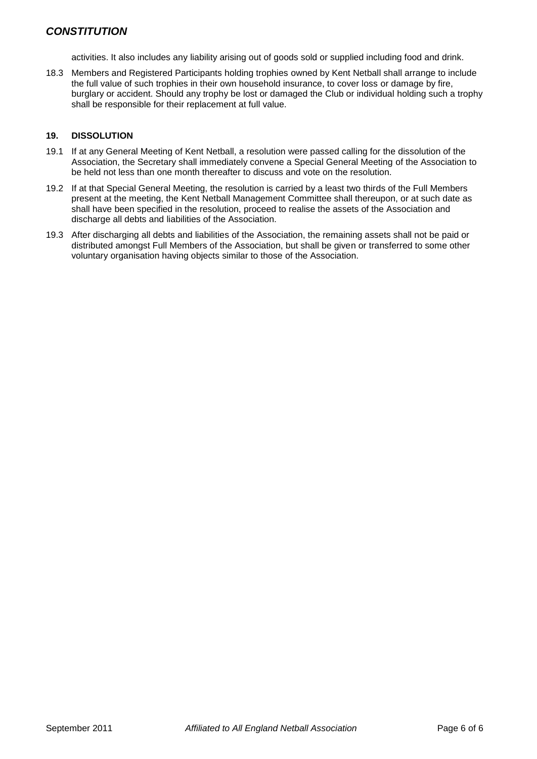activities. It also includes any liability arising out of goods sold or supplied including food and drink.

18.3 Members and Registered Participants holding trophies owned by Kent Netball shall arrange to include the full value of such trophies in their own household insurance, to cover loss or damage by fire, burglary or accident. Should any trophy be lost or damaged the Club or individual holding such a trophy shall be responsible for their replacement at full value.

## 19. DISSOLUTION

19.1 If at any General Meeting of Kent Netball, a resolution were passed calling for the dissolution of the Association, the Secretary shall immediately convene a Special General Meeting of the Association to be held not less than one month thereafter to discuss and vote on the resolution.

19.2 If at that Special General Meeting, the resolution is carried by a least two thirds of the Full Members present at the meeting, the Kent Netball Management Committee shall thereupon, or at such date as shall have been specified in the resolution, proceed to realise the assets of the Association and discharge all debts and liabilities of the Association.

19.3 After discharging all debts and liabilities of the Association, the remaining assets shall not be paid or distributed amongst Full Members of the Association, but shall be given or transferred to some other voluntary organisation having objects similar to those of the Association.